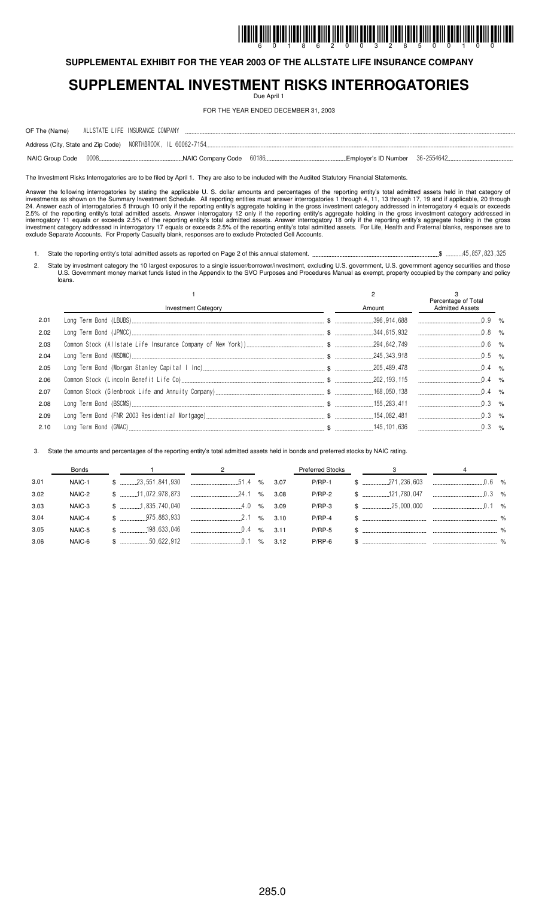**SUPPLEMENTAL EXHIBIT FOR THE YEAR 2003 OF THE ALLSTATE LIFE INSURANCE COMPANY**

# SUPPLEMENTAL INVESTMENT RISKS INTERROGATORIES

Due April 1

FOR THE YEAR ENDED DECEMBER 31, 2003

OF The (Name) ALLSTATE LIFE INSURANCE COMPANY

Address (City, State and Zip Code) NORTHBROOK, IL 60062-7154

NAIC Group Code 0008 NAIC Company Code 60186 Employer's ID Number 36-2554642

The Investment Risks Interrogatories are to be filed by April 1. They are also to be included with the Audited Statutory Financial Statements.

Answer the following interrogatories by stating the applicable U. S. dollar amounts and percentages of the reporting entity's total admitted assets held in that category of investments as shown on the Summary Investment Schedule. All reporting entities must answer interrogatories 1 through 4, 11, 13 through 17, 19 and if applicable, 20 through 24. Answer each of interrogatories 5 through 10 only if the reporting entity's aggregate holding in the gross investment category addressed in interrogatory 4 equals or exceeds 2.5% of the reporting entity's total admitted assets. Answer interrogatory 12 only if the reporting entity's aggregate holding in the gross investment category addressed in interrogatory 11 equals or exceeds 2.5% of the reporting entity's total admitted assets. Answer interrogatory 18 only if the reporting entity's aggregate holding in the gross investment category addressed in interrogatory 17 equals or exceeds 2.5% of the reporting entity's total admitted assets. For Life, Health and Fraternal blanks, responses are to exclude Separate Accounts. For Property Casualty blank, responses are to exclude Protected Cell Accounts.

1. State the reporting entity's total admitted assets as reported on Page 2 of this annual statement. $ 45,857,823,325

2. State by investment category the 10 largest exposures to a single issuer/borrower/investment, excluding U.S. government, U.S. government agency securities and those U.S. Government money market funds listed in the Appendix to the SVO Purposes and Procedures Manual as exempt, property occupied by the company and policy loans.

| | 1<br>Investment Category | 2<br>Amount | 3<br>Percentage of Total Admitted Assets |
|---|---|---|---|
| 2.01 | Long Term Bond (LBUBS) | $ 396,914,688 | 0.9 % |
| 2.02 | Long Term Bond (JPMCC) | $ 344,615,932 | 0.8 % |
| 2.03 | Common Stock (Allstate Life Insurance Company of New York)) | $ 294,642,749 | 0.6 % |
| 2.04 | Long Term Bond (MSDWC) | $ 245,343,918 | 0.5 % |
| 2.05 | Long Term Bond (Morgan Stanley Capital I Inc) | $ 205,489,478 | 0.4 % |
| 2.06 | Common Stock (Lincoln Benefit Life Co) | $ 202,193,115 | 0.4 % |
| 2.07 | Common Stock (Glenbrook Life and Annuity Company) | $ 168,050,138 | 0.4 % |
| 2.08 | Long Term Bond (BSCMS) | $ 155,283,411 | 0.3 % |
| 2.09 | Long Term Bond (FNR 2003 Residential Mortgage) | $ 154,082,481 | 0.3 % |
| 2.10 | Long Term Bond (GMAC) | $ 145,101,636 | 0.3 % |

3. State the amounts and percentages of the reporting entity's total admitted assets held in bonds and preferred stocks by NAIC rating.

| | Bonds | 1 | 2 | | Preferred Stocks | 3 | 4 |
|---|---|---|---|---|---|---|---|
| 3.01 | NAIC-1 | $ 23,551,841,930 | 51.4 % | 3.07 | P/RP-1 | $ 271,236,603 | 0.6 % |
| 3.02 | NAIC-2 | $ 11,072,978,873 | 24.1 % | 3.08 | P/RP-2 | $ 121,780,047 | 0.3 % |
| 3.03 | NAIC-3 | $ 1,835,740,040 | 4.0 % | 3.09 | P/RP-3 | $ 25,000,000 | 0.1 % |
| 3.04 | NAIC-4 | $ 975,883,933 | 2.1 % | 3.10 | P/RP-4 | $ | % |
| 3.05 | NAIC-5 | $ 198,633,046 | 0.4 % | 3.11 | P/RP-5 | $ | % |
| 3.06 | NAIC-6 | $ 50,622,912 | 0.1 % | 3.12 | P/RP-6 | $ | % |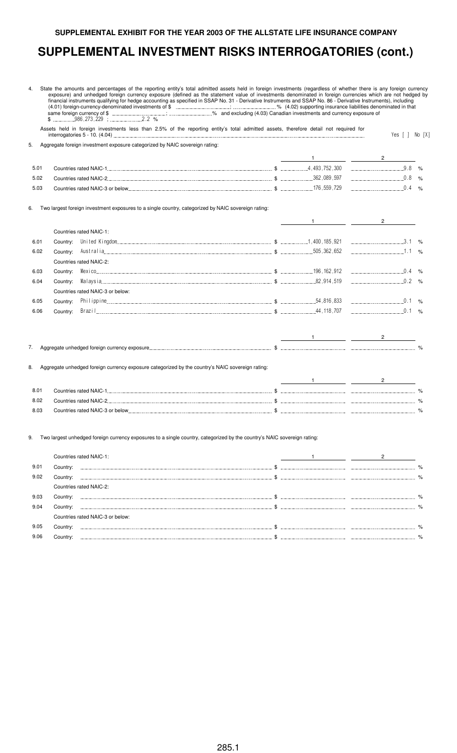**SUPPLEMENTAL EXHIBIT FOR THE YEAR 2003 OF THE ALLSTATE LIFE INSURANCE COMPANY**

# SUPPLEMENTAL INVESTMENT RISKS INTERROGATORIES (cont.)

4. State the amounts and percentages of the reporting entity's total admitted assets held in foreign investments (regardless of whether there is any foreign currency exposure) and unhedged foreign currency exposure (defined as the statement value of investments denominated in foreign currencies which are not hedged by financial instruments qualifying for hedge accounting as specified in SSAP No. 31 - Derivative Instruments and SSAP No. 86 - Derivative Instruments), including (4.01) foreign-currency-denominated investments of $ ...............; ............... % (4.02) supporting insurance liabilities denominated in that same foreign currency of $ ...............; ............... % and excluding (4.03) Canadian investments and currency exposure of $ 986,273,229 ; 2.2 %

   Assets held in foreign investments less than 2.5% of the reporting entity's total admitted assets, therefore detail not required for interrogatories 5 - 10. (4.04) ............... Yes [ ] No [X]

5. Aggregate foreign investment exposure categorized by NAIC sovereign rating:

| | | 1 | 2 |
|---|---|---|---|
| 5.01 | Countries rated NAIC-1 | $ 4,493,752,300 | 9.8 % |
| 5.02 | Countries rated NAIC-2 | $ 362,089,597 | 0.8 % |
| 5.03 | Countries rated NAIC-3 or below | $ 176,559,729 | 0.4 % |

6. Two largest foreign investment exposures to a single country, categorized by NAIC sovereign rating:

| | | 1 | 2 |
|---|---|---|---|
| | Countries rated NAIC-1: | | |
| 6.01 | Country: United Kingdom | $ 1,400,185,921 | 3.1 % |
| 6.02 | Country: Australia | $ 505,362,652 | 1.1 % |
| | Countries rated NAIC-2: | | |
| 6.03 | Country: Mexico | $ 196,162,912 | 0.4 % |
| 6.04 | Country: Malaysia | $ 82,914,519 | 0.2 % |
| | Countries rated NAIC-3 or below: | | |
| 6.05 | Country: Philippine | $ 54,816,833 | 0.1 % |
| 6.06 | Country: Brazil | $ 44,118,707 | 0.1 % |

| | | 1 | 2 |
|---|---|---|---|
| 7. | Aggregate unhedged foreign currency exposure | $ | % |

8. Aggregate unhedged foreign currency exposure categorized by the country's NAIC sovereign rating:

| | | 1 | 2 |
|---|---|---|---|
| 8.01 | Countries rated NAIC-1 | $ | % |
| 8.02 | Countries rated NAIC-2 | $ | % |
| 8.03 | Countries rated NAIC-3 or below | $ | % |

9. Two largest unhedged foreign currency exposures to a single country, categorized by the country's NAIC sovereign rating:

| | | 1 | 2 |
|---|---|---|---|
| | Countries rated NAIC-1: | | |
| 9.01 | Country: | $ | % |
| 9.02 | Country: | $ | % |
| | Countries rated NAIC-2: | | |
| 9.03 | Country: | $ | % |
| 9.04 | Country: | $ | % |
| | Countries rated NAIC-3 or below: | | |
| 9.05 | Country: | $ | % |
| 9.06 | Country: | $ | % |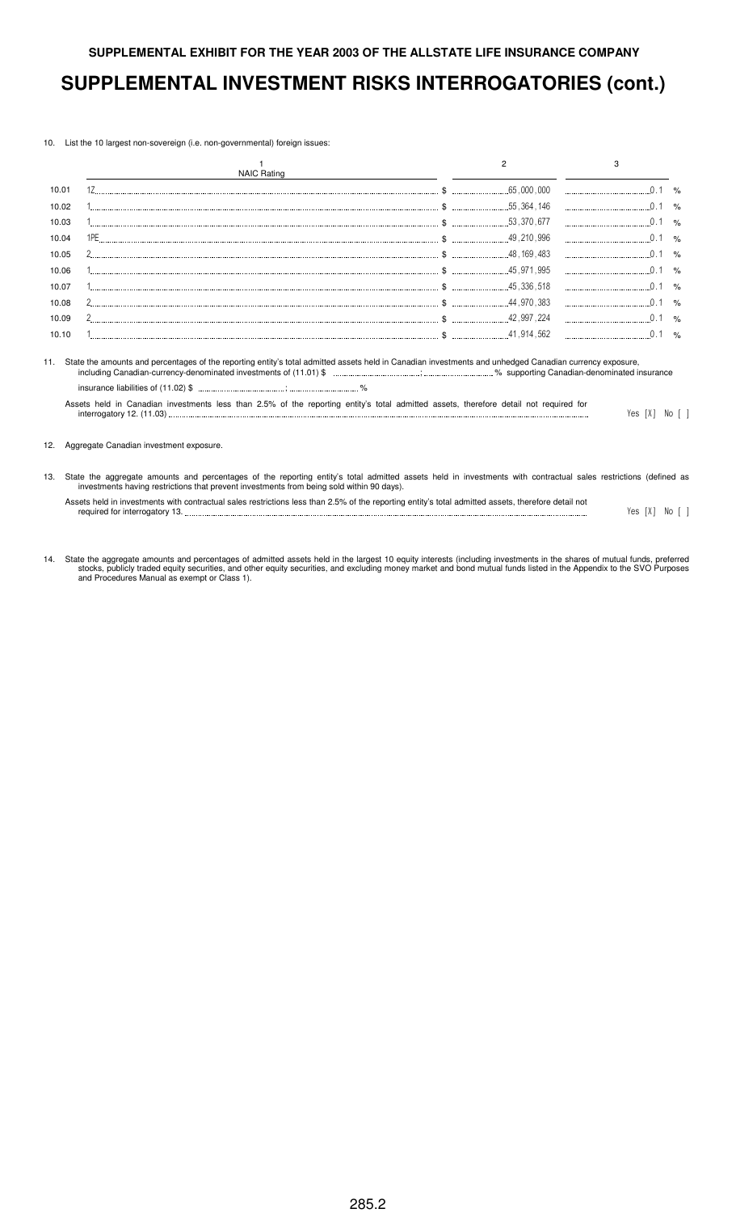**SUPPLEMENTAL EXHIBIT FOR THE YEAR 2003 OF THE ALLSTATE LIFE INSURANCE COMPANY**

# SUPPLEMENTAL INVESTMENT RISKS INTERROGATORIES (cont.)

10. List the 10 largest non-sovereign (i.e. non-governmental) foreign issues:

| | 1<br>NAIC Rating | 2 | 3 |
|---|---|---|---|
| 10.01 | 1Z | $ 65,000,000 | 0.1 % |
| 10.02 | 1 | $ 55,364,146 | 0.1 % |
| 10.03 | 1 | $ 53,370,677 | 0.1 % |
| 10.04 | 1PE | $ 49,210,996 | 0.1 % |
| 10.05 | 2 | $ 48,169,483 | 0.1 % |
| 10.06 | 1 | $ 45,971,995 | 0.1 % |
| 10.07 | 1 | $ 45,336,518 | 0.1 % |
| 10.08 | 2 | $ 44,970,383 | 0.1 % |
| 10.09 | 2 | $ 42,997,224 | 0.1 % |
| 10.10 | 1 | $ 41,914,562 | 0.1 % |

11. State the amounts and percentages of the reporting entity's total admitted assets held in Canadian investments and unhedged Canadian currency exposure, including Canadian-currency-denominated investments of (11.01) $ ........ ; ........ % supporting Canadian-denominated insurance insurance liabilities of (11.02) $ ........ ; ........ %

    Assets held in Canadian investments less than 2.5% of the reporting entity's total admitted assets, therefore detail not required for interrogatory 12. (11.03) Yes [X] No [ ]

12. Aggregate Canadian investment exposure.

13. State the aggregate amounts and percentages of the reporting entity's total admitted assets held in investments with contractual sales restrictions (defined as investments having restrictions that prevent investments from being sold within 90 days).

    Assets held in investments with contractual sales restrictions less than 2.5% of the reporting entity's total admitted assets, therefore detail not required for interrogatory 13. Yes [X] No [ ]

14. State the aggregate amounts and percentages of admitted assets held in the largest 10 equity interests (including investments in the shares of mutual funds, preferred stocks, publicly traded equity securities, and other equity securities, and excluding money market and bond mutual funds listed in the Appendix to the SVO Purposes and Procedures Manual as exempt or Class 1).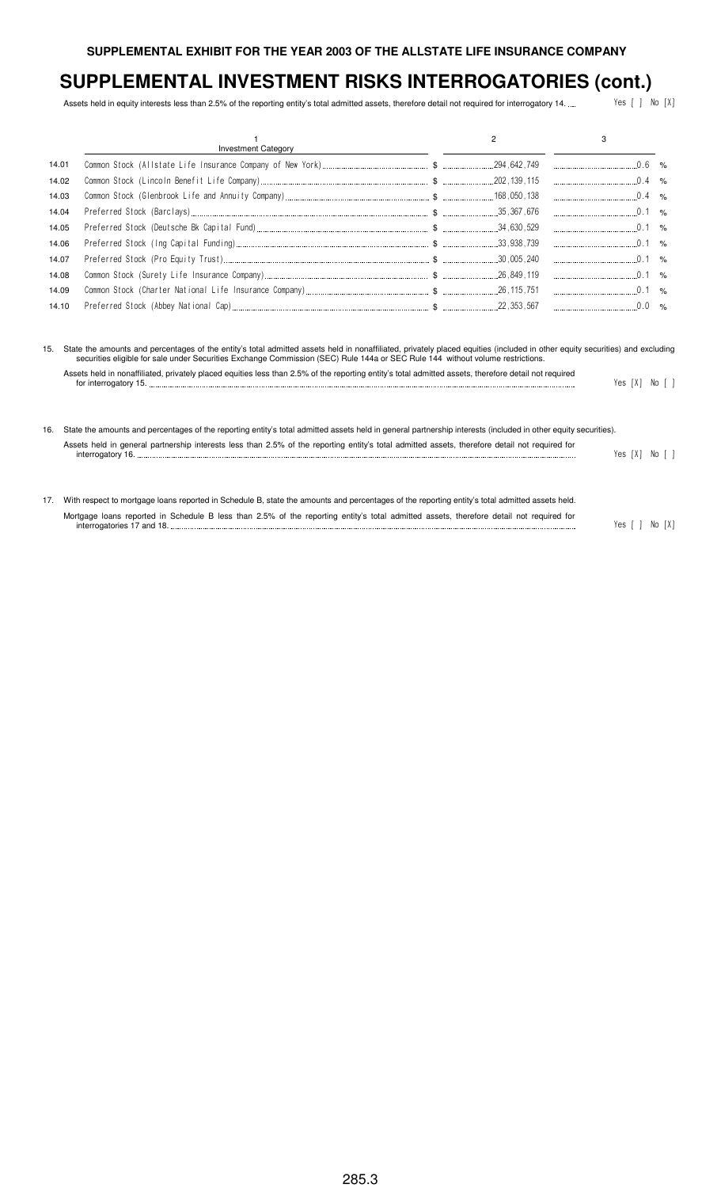**SUPPLEMENTAL EXHIBIT FOR THE YEAR 2003 OF THE ALLSTATE LIFE INSURANCE COMPANY**

# SUPPLEMENTAL INVESTMENT RISKS INTERROGATORIES (cont.)

Assets held in equity interests less than 2.5% of the reporting entity's total admitted assets, therefore detail not required for interrogatory 14. Yes [ ] No [X]

| | 1<br>Investment Category | 2 | 3 |
|---|---|---|---|
| 14.01 | Common Stock (Allstate Life Insurance Company of New York) | $ 294,642,749 | 0.6 % |
| 14.02 | Common Stock (Lincoln Benefit Life Company) | $ 202,139,115 | 0.4 % |
| 14.03 | Common Stock (Glenbrook Life and Annuity Company) | $ 168,050,138 | 0.4 % |
| 14.04 | Preferred Stock (Barclays) | $ 35,367,676 | 0.1 % |
| 14.05 | Preferred Stock (Deutsche Bk Capital Fund) | $ 34,630,529 | 0.1 % |
| 14.06 | Preferred Stock (Ing Capital Funding) | $ 33,938,739 | 0.1 % |
| 14.07 | Preferred Stock (Pro Equity Trust) | $ 30,005,240 | 0.1 % |
| 14.08 | Common Stock (Surety Life Insurance Company) | $ 26,849,119 | 0.1 % |
| 14.09 | Common Stock (Charter National Life Insurance Company) | $ 26,115,751 | 0.1 % |
| 14.10 | Preferred Stock (Abbey National Cap) | $ 22,353,567 | 0.0 % |

15. State the amounts and percentages of the entity's total admitted assets held in nonaffiliated, privately placed equities (included in other equity securities) and excluding securities eligible for sale under Securities Exchange Commission (SEC) Rule 144a or SEC Rule 144 without volume restrictions.

Assets held in nonaffiliated, privately placed equities less than 2.5% of the reporting entity's total admitted assets, therefore detail not required for interrogatory 15. Yes [X] No [ ]

16. State the amounts and percentages of the reporting entity's total admitted assets held in general partnership interests (included in other equity securities).

Assets held in general partnership interests less than 2.5% of the reporting entity's total admitted assets, therefore detail not required for interrogatory 16. Yes [X] No [ ]

17. With respect to mortgage loans reported in Schedule B, state the amounts and percentages of the reporting entity's total admitted assets held.

Mortgage loans reported in Schedule B less than 2.5% of the reporting entity's total admitted assets, therefore detail not required for interrogatories 17 and 18. Yes [ ] No [X]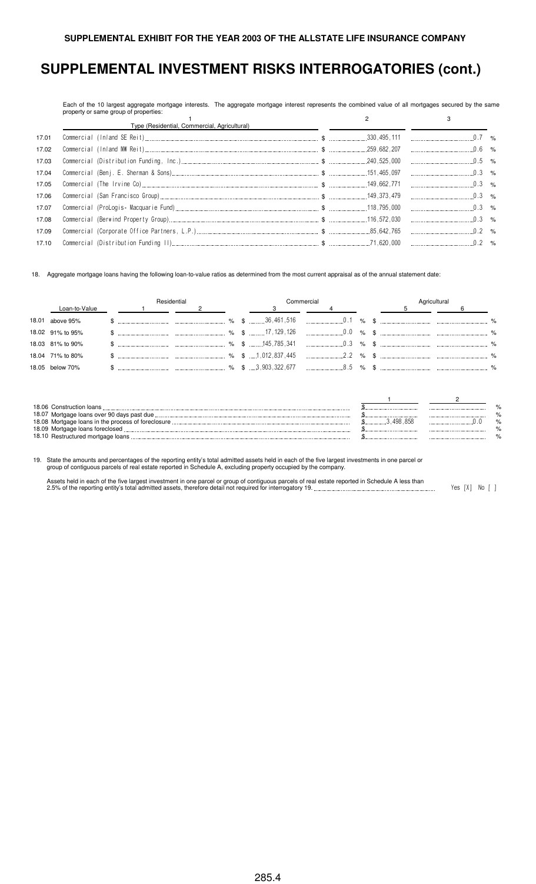# SUPPLEMENTAL INVESTMENT RISKS INTERROGATORIES (cont.)

Each of the 10 largest aggregate mortgage interests. The aggregate mortgage interest represents the combined value of all mortgages secured by the same property or same group of properties:

| | 1<br>Type (Residential, Commercial, Agricultural) | 2 | 3 |
|---|---|---|---|
| 17.01 | Commercial (Inland SE Reit) | $ 330,495,111 | 0.7 % |
| 17.02 | Commercial (Inland MW Reit) | $ 259,682,207 | 0.6 % |
| 17.03 | Commercial (Distribution Funding, Inc.) | $ 240,525,000 | 0.5 % |
| 17.04 | Commercial (Benj. E. Sherman & Sons) | $ 151,465,097 | 0.3 % |
| 17.05 | Commercial (The Irvine Co) | $ 149,662,771 | 0.3 % |
| 17.06 | Commercial (San Francisco Group) | $ 149,373,479 | 0.3 % |
| 17.07 | Commercial (ProLogis- Macquarie Fund) | $ 118,795,000 | 0.3 % |
| 17.08 | Commercial (Berwind Property Group) | $ 116,572,030 | 0.3 % |
| 17.09 | Commercial (Corporate Office Partners, L.P.) | $ 85,642,765 | 0.2 % |
| 17.10 | Commercial (Distribution Funding II) | $ 71,620,000 | 0.2 % |

18. Aggregate mortgage loans having the following loan-to-value ratios as determined from the most current appraisal as of the annual statement date:

| | Loan-to-Value | Residential 1 | Residential 2 | Commercial 3 | Commercial 4 | Agricultural 5 | Agricultural 6 |
|---|---|---|---|---|---|---|---|
| 18.01 | above 95% | $ | % | $ 36,461,516 | 0.1 % | $ | % |
| 18.02 | 91% to 95% | $ | % | $ 17,129,126 | 0.0 % | $ | % |
| 18.03 | 81% to 90% | $ | % | $ 145,785,341 | 0.3 % | $ | % |
| 18.04 | 71% to 80% | $ | % | $ 1,012,837,445 | 2.2 % | $ | % |
| 18.05 | below 70% | $ | % | $ 3,903,322,677 | 8.5 % | $ | % |

| | 1 | 2 |
|---|---|---|
| 18.06 Construction loans | $ | % |
| 18.07 Mortgage loans over 90 days past due | $ | % |
| 18.08 Mortgage loans in the process of foreclosure | $ 3,498,858 | 0.0 % |
| 18.09 Mortgage loans foreclosed | $ | % |
| 18.10 Restructured mortgage loans | $ | % |

19. State the amounts and percentages of the reporting entity's total admitted assets held in each of the five largest investments in one parcel or group of contiguous parcels of real estate reported in Schedule A, excluding property occupied by the company.

Assets held in each of the five largest investment in one parcel or group of contiguous parcels of real estate reported in Schedule A less than 2.5% of the reporting entity's total admitted assets, therefore detail not required for interrogatory 19. Yes [X] No [ ]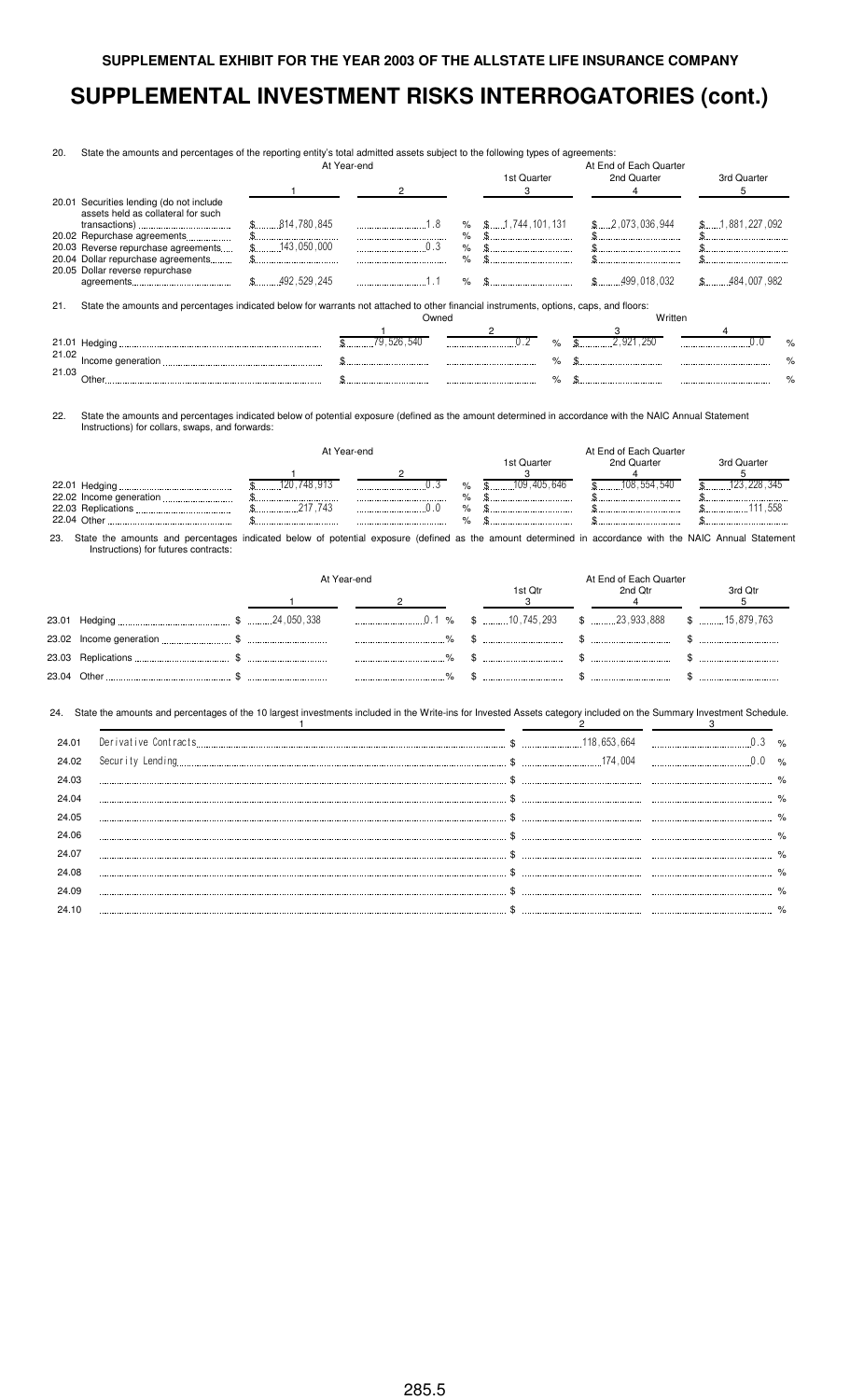**SUPPLEMENTAL EXHIBIT FOR THE YEAR 2003 OF THE ALLSTATE LIFE INSURANCE COMPANY**

# SUPPLEMENTAL INVESTMENT RISKS INTERROGATORIES (cont.)

20. State the amounts and percentages of the reporting entity's total admitted assets subject to the following types of agreements:

| | At Year-end | | At End of Each Quarter | | |
|---|---|---|---|---|---|
| | | | 1st Quarter | 2nd Quarter | 3rd Quarter |
| | 1 | 2 | 3 | 4 | 5 |
| 20.01 Securities lending (do not include assets held as collateral for such transactions) | $ 814,780,845 | 1.8 % | $ 1,744,101,131 | $ 2,073,036,944 | $ 1,881,227,092 |
| 20.02 Repurchase agreements | $ | % | $ | $ | $ |
| 20.03 Reverse repurchase agreements | $ 143,050,000 | 0.3 % | $ | $ | $ |
| 20.04 Dollar repurchase agreements | $ | % | $ | $ | $ |
| 20.05 Dollar reverse repurchase agreements | $ 492,529,245 | 1.1 % | $ | $ 499,018,032 | $ 484,007,982 |

21. State the amounts and percentages indicated below for warrants not attached to other financial instruments, options, caps, and floors:

| | Owned | | Written | |
|---|---|---|---|---|
| | 1 | 2 | 3 | 4 |
| 21.01 Hedging | $ 79,526,540 | 0.2 % | $ 2,921,250 | 0.0 % |
| 21.02 Income generation | $ | % | $ | % |
| 21.03 Other | $ | % | $ | % |

22. State the amounts and percentages indicated below of potential exposure (defined as the amount determined in accordance with the NAIC Annual Statement Instructions) for collars, swaps, and forwards:

| | At Year-end | | At End of Each Quarter | | |
|---|---|---|---|---|---|
| | | | 1st Quarter | 2nd Quarter | 3rd Quarter |
| | 1 | 2 | 3 | 4 | 5 |
| 22.01 Hedging | $ 120,748,913 | 0.3 % | $ 109,405,646 | $ 108,554,540 | $ 123,228,345 |
| 22.02 Income generation | $ | % | $ | $ | $ |
| 22.03 Replications | $ 217,743 | 0.0 % | $ | $ | $ 111,558 |
| 22.04 Other | $ | % | $ | $ | $ |

23. State the amounts and percentages indicated below of potential exposure (defined as the amount determined in accordance with the NAIC Annual Statement Instructions) for futures contracts:

| | At Year-end | | At End of Each Quarter | | |
|---|---|---|---|---|---|
| | | | 1st Qtr | 2nd Qtr | 3rd Qtr |
| | 1 | 2 | 3 | 4 | 5 |
| 23.01 Hedging | $ 24,050,338 | 0.1 % | $ 10,745,293 | $ 23,933,888 | $ 15,879,763 |
| 23.02 Income generation | $ | % | $ | $ | $ |
| 23.03 Replications | $ | % | $ | $ | $ |
| 23.04 Other | $ | % | $ | $ | $ |

24. State the amounts and percentages of the 10 largest investments included in the Write-ins for Invested Assets category included on the Summary Investment Schedule.

| | 1 | 2 | 3 |
|---|---|---|---|
| 24.01 | Derivative Contracts | $ 118,653,664 | 0.3 % |
| 24.02 | Security Lending | $ 174,004 | 0.0 % |
| 24.03 | | $ | % |
| 24.04 | | $ | % |
| 24.05 | | $ | % |
| 24.06 | | $ | % |
| 24.07 | | $ | % |
| 24.08 | | $ | % |
| 24.09 | | $ | % |
| 24.10 | | $ | % |